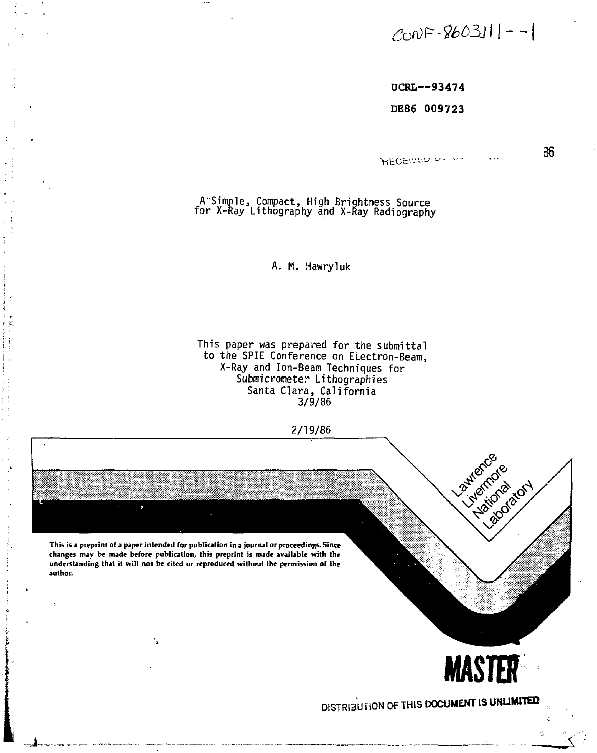CONF-8603111--1

UCRL--93474

DE86 009723

RECEIVED

# A Simple, Compact, High Brightness Source for X-Ray Lithography and X-Ray Radiography

A. M. Hawryluk

This paper was prepared for the submittal to the SPIE Conference on Electron-Beam, X-Ray and Ion-Beam Techniques for Submicrometer Lithographies
Santa Clara, California
3/9/86

2/19/86

Lawrence Livermore National Laboratory

**This is a preprint of a paper intended for publication in a journal or proceedings. Since changes may be made before publication, this preprint is made available with the understanding that it will not be cited or reproduced without the permission of the author.**

**MASTER**

DISTRIBUTION OF THIS DOCUMENT IS UNLIMITED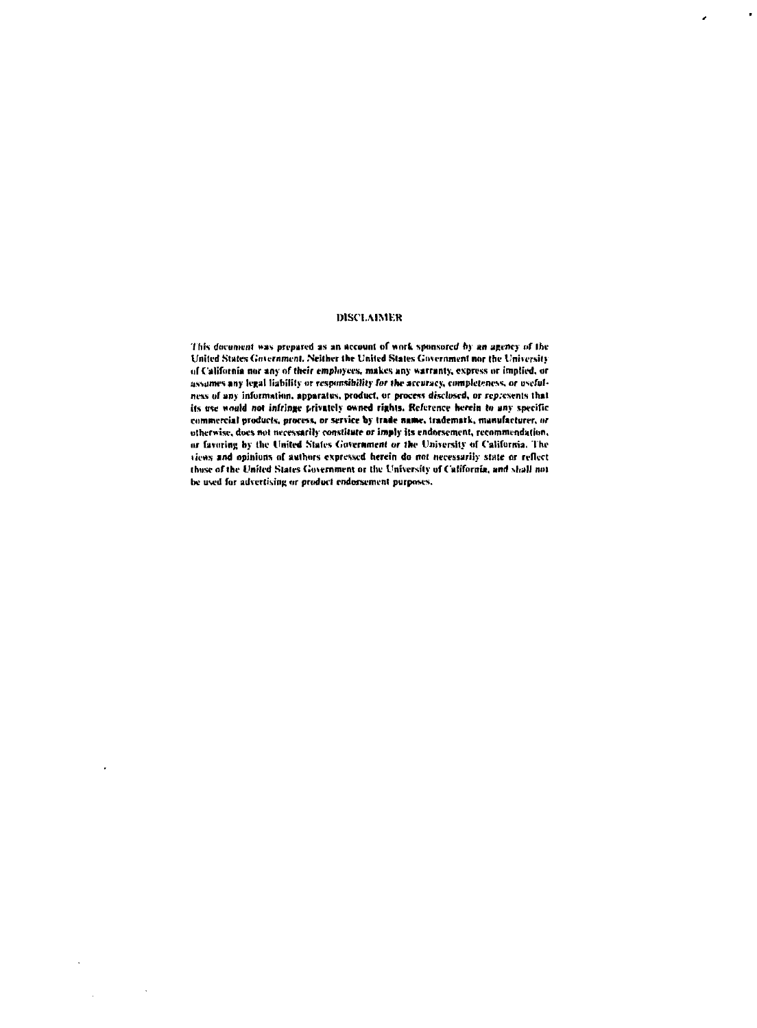## DISCLAIMER

This document was prepared as an account of work sponsored by an agency of the United States Government. Neither the United States Government nor the University of California nor any of their employees, makes any warranty, express or implied, or assumes any legal liability or responsibility for the accuracy, completeness, or usefulness of any information, apparatus, product, or process disclosed, or represents that its use would not infringe privately owned rights. Reference herein to any specific commercial products, process, or service by trade name, trademark, manufacturer, or otherwise, does not necessarily constitute or imply its endorsement, recommendation, or favoring by the United States Government or the University of California. The views and opinions of authors expressed herein do not necessarily state or reflect those of the United States Government or the University of California, and shall not be used for advertising or product endorsement purposes.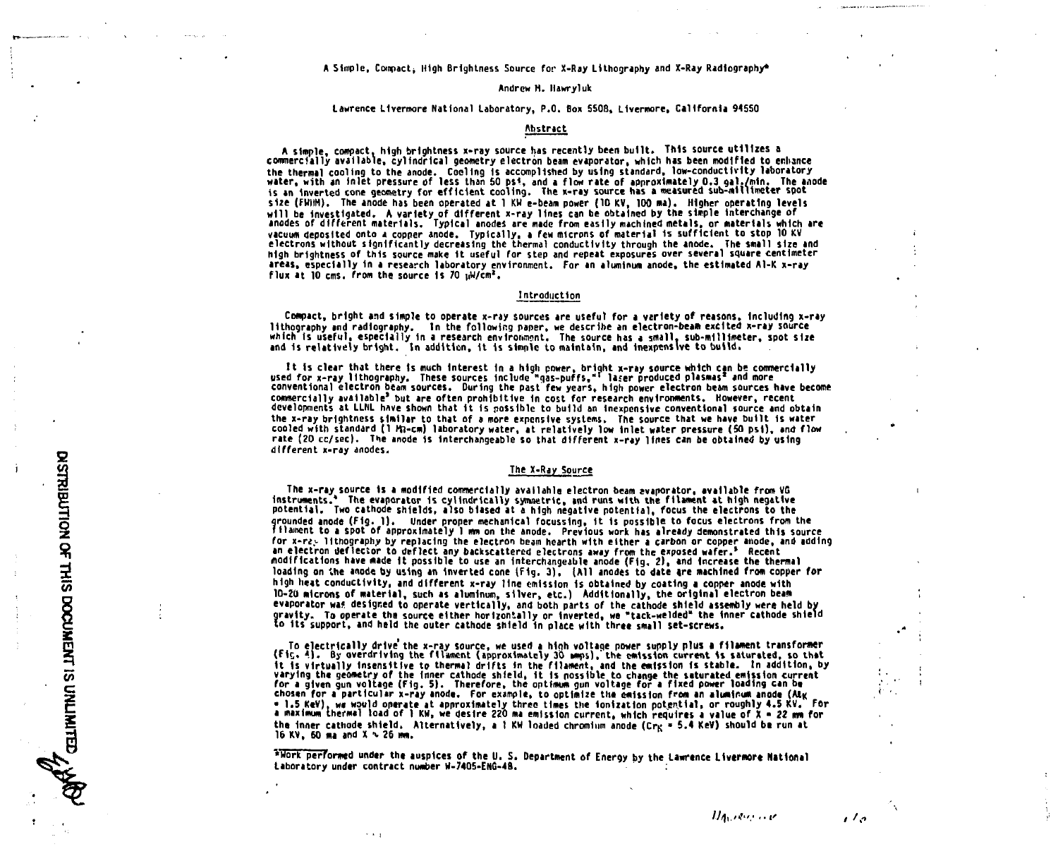# A Simple, Compact, High Brightness Source for X-Ray Lithography and X-Ray Radiography*

Andrew M. Hawryluk

Lawrence Livermore National Laboratory, P.O. Box 5508, Livermore, California 94550

## Abstract

A simple, compact, high brightness x-ray source has recently been built. This source utilizes a commercially available, cylindrical geometry electron beam evaporator, which has been modified to enhance the thermal cooling to the anode. Cooling is accomplished by using standard, low-conductivity laboratory water, with an inlet pressure of less than 50 psi, and a flow rate of approximately 0.3 gal./min. The anode is an inverted cone geometry for efficient cooling. The x-ray source has a measured sub-millimeter spot size (FWHM). The anode has been operated at 1 KW e-beam power (10 KV, 100 ma). Higher operating levels will be investigated. A variety of different x-ray lines can be obtained by the simple interchange of anodes of different materials. Typical anodes are made from easily machined metals, or materials which are vacuum deposited onto a copper anode. Typically, a few microns of material is sufficient to stop 10 KV electrons without significantly decreasing the thermal conductivity through the anode. The small size and high brightness of this source make it useful for step and repeat exposures over several square centimeter areas, especially in a research laboratory environment. For an aluminum anode, the estimated Al-K x-ray flux at 10 cms. from the source is 70 $\mu$W/cm$^2$.

## Introduction

Compact, bright and simple to operate x-ray sources are useful for a variety of reasons, including x-ray lithography and radiography. In the following paper, we describe an electron-beam excited x-ray source which is useful, especially in a research environment. The source has a small, sub-millimeter, spot size and is relatively bright. In addition, it is simple to maintain, and inexpensive to build.

It is clear that there is much interest in a high power, bright x-ray source which can be commercially used for x-ray lithography. These sources include "gas-puffs,"[1] laser produced plasmas[2] and more conventional electron beam sources. During the past few years, high power electron beam sources have become commercially available[3] but are often prohibitive in cost for research environments. However, recent developments at LLNL have shown that it is possible to build an inexpensive conventional source and obtain the x-ray brightness similar to that of a more expensive systems. The source that we have built is water cooled with standard (1 M$\Omega$-cm) laboratory water, at relatively low inlet water pressure (50 psi), and flow rate (20 cc/sec). The anode is interchangeable so that different x-ray lines can be obtained by using different x-ray anodes.

## The X-Ray Source

The x-ray source is a modified commercially available electron beam evaporator, available from VG Instruments.[4] The evaporator is cylindrically symmetric, and runs with the filament at high negative potential. Two cathode shields, also biased at a high negative potential, focus the electrons to the grounded anode (Fig. 1). Under proper mechanical focussing, it is possible to focus electrons from the filament to a spot of approximately 1 mm on the anode. Previous work has already demonstrated this source for x-ray lithography by replacing the electron beam hearth with either a carbon or copper anode, and adding an electron deflector to deflect any backscattered electrons away from the exposed wafer.[5] Recent modifications have made it possible to use an interchangeable anode (Fig. 2), and increase the thermal loading on the anode by using an inverted cone (Fig. 3). (All anodes to date are machined from copper for high heat conductivity, and different x-ray line emission is obtained by coating a copper anode with 10-20 microns of material, such as aluminum, silver, etc.) Additionally, the original electron beam evaporator was designed to operate vertically, and both parts of the cathode shield assembly were held by gravity. To operate the source either horizontally or inverted, we "tack-welded" the inner cathode shield to its support, and held the outer cathode shield in place with three small set-screws.

To electrically drive the x-ray source, we used a high voltage power supply plus a filament transformer (Fig. 4). By overdriving the filament (approximately 30 amps), the emission current is saturated, so that it is virtually insensitive to thermal drifts in the filament, and the emission is stable. In addition, by varying the geometry of the inner cathode shield, it is possible to change the saturated emission current for a given gun voltage (Fig. 5). Therefore, the optimum gun voltage for a fixed power loading can be chosen for a particular x-ray anode. For example, to optimize the emission from an aluminum anode ($Al_K$ = 1.5 KeV), we would operate at approximately three times the ionization potential, or roughly 4.5 KV. For a maximum thermal load of 1 KW, we desire 220 ma emission current, which requires a value of X = 22 mm for the inner cathode shield. Alternatively, a 1 KW loaded chromium anode ($Cr_K$ = 5.4 KeV) should be run at 16 KV, 60 ma and X $\sim$ 26 mm.

*Work performed under the auspices of the U. S. Department of Energy by the Lawrence Livermore National Laboratory under contract number W-7405-ENG-48.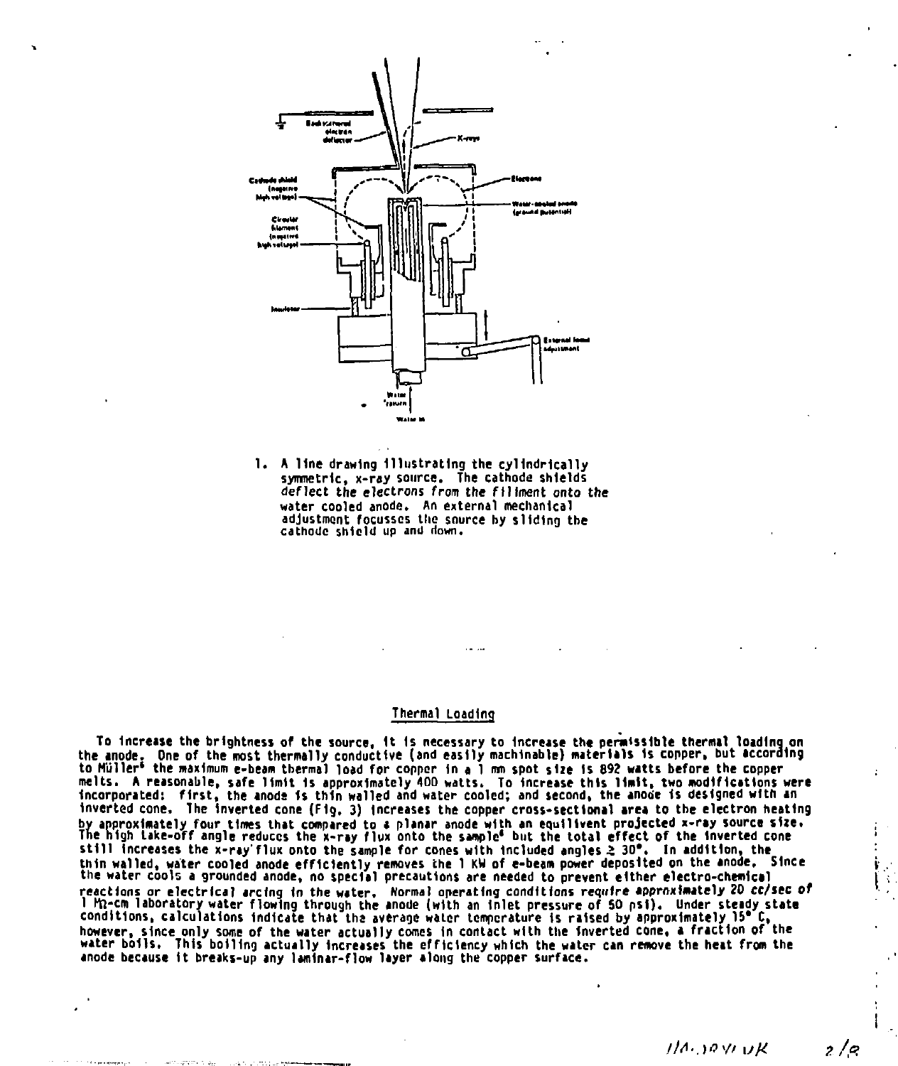1. A line drawing illustrating the cylindrically symmetric, x-ray source. The cathode shields deflect the electrons from the filiment onto the water cooled anode. An external mechanical adjustment focusses the source by sliding the cathode shield up and down.

## Thermal Loading

To increase the brightness of the source, it is necessary to increase the permissible thermal loading on the anode. One of the most thermally conductive (and easily machinable) materials is copper, but according to Müller[6] the maximum e-beam thermal load for copper in a 1 mm spot size is 892 watts before the copper melts. A reasonable, safe limit is approximately 400 watts. To increase this limit, two modifications were incorporated: first, the anode is thin walled and water cooled; and second, the anode is designed with an inverted cone. The inverted cone (Fig. 3) increases the copper cross-sectional area to the electron heating by approximately four times that compared to a planar anode with an equilivent projected x-ray source size. The high take-off angle reduces the x-ray flux onto the sample[6] but the total effect of the inverted cone still increases the x-ray flux onto the sample for cones with included angles $\geq 30°$. In addition, the thin walled, water cooled anode efficiently removes the 1 KW of e-beam power deposited on the anode. Since the water cools a grounded anode, no special precautions are needed to prevent either electro-chemical reactions or electrical arcing in the water. Normal operating conditions require approximately 20 cc/sec of 1 MΩ-cm laboratory water flowing through the anode (with an inlet pressure of 50 psi). Under steady state conditions, calculations indicate that the average water temperature is raised by approximately 15° C, however, since only some of the water actually comes in contact with the inverted cone, a fraction of the water boils. This boiling actually increases the efficiency which the water can remove the heat from the anode because it breaks-up any laminar-flow layer along the copper surface.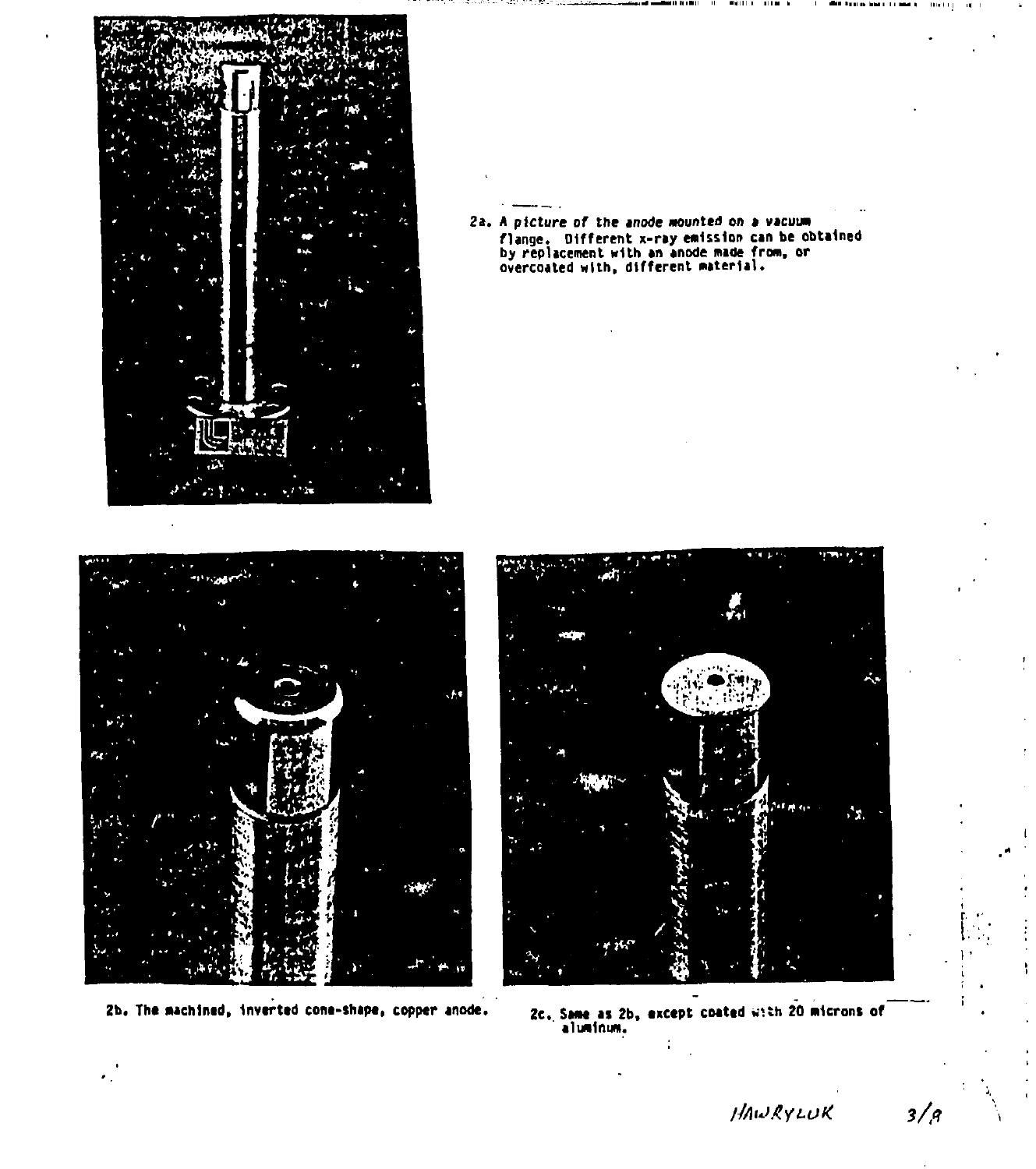2a. A picture of the anode mounted on a vacuum flange. Different x-ray emission can be obtained by replacement with an anode made from, or overcoated with, different material.

2b. The machined, inverted cone-shape, copper anode.

2c. Same as 2b, except coated with 20 microns of aluminum.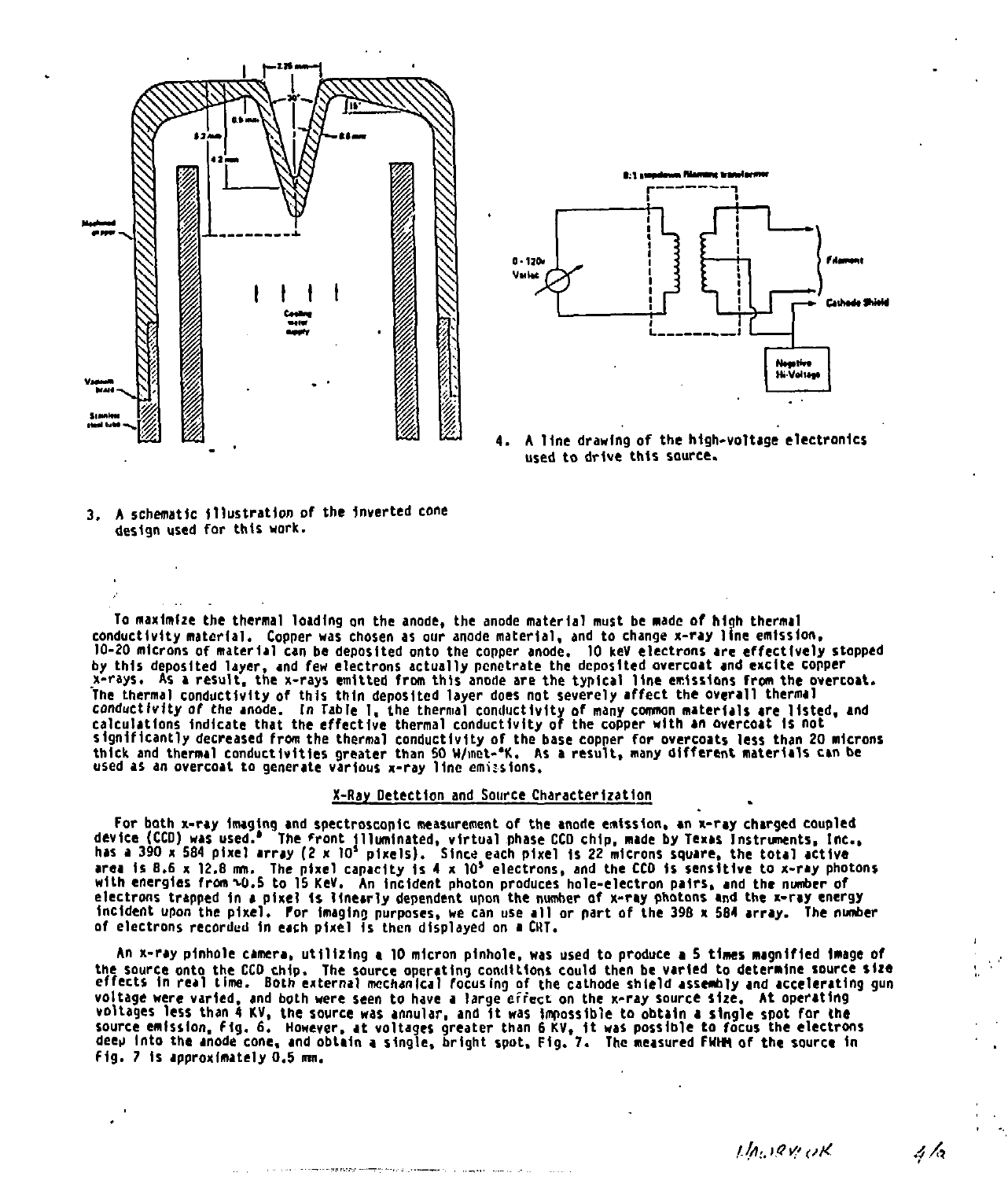3. A schematic illustration of the inverted cone design used for this work.

4. A line drawing of the high-voltage electronics used to drive this source.

To maximize the thermal loading on the anode, the anode material must be made of high thermal conductivity material. Copper was chosen as our anode material, and to change x-ray line emission, 10-20 microns of material can be deposited onto the copper anode. 10 keV electrons are effectively stopped by this deposited layer, and few electrons actually penetrate the deposited overcoat and excite copper x-rays. As a result, the x-rays emitted from this anode are the typical line emissions from the overcoat. The thermal conductivity of this thin deposited layer does not severely affect the overall thermal conductivity of the anode. In Table 1, the thermal conductivity of many common materials are listed, and calculations indicate that the effective thermal conductivity of the copper with an overcoat is not significantly decreased from the thermal conductivity of the base copper for overcoats less than 20 microns thick and thermal conductivities greater than 50 W/met-°K. As a result, many different materials can be used as an overcoat to generate various x-ray line emissions.

## X-Ray Detection and Source Characterization

For both x-ray imaging and spectroscopic measurement of the anode emission, an x-ray charged coupled device (CCD) was used.[8] The front illuminated, virtual phase CCD chip, made by Texas Instruments, Inc., has a 390 x 584 pixel array ($2 \times 10^5$ pixels). Since each pixel is 22 microns square, the total active area is 8.6 x 12.8 mm. The pixel capacity is $4 \times 10^5$ electrons, and the CCD is sensitive to x-ray photons with energies from ~0.5 to 15 KeV. An incident photon produces hole-electron pairs, and the number of electrons trapped in a pixel is linearly dependent upon the number of x-ray photons and the x-ray energy incident upon the pixel. For imaging purposes, we can use all or part of the 398 x 584 array. The number of electrons recorded in each pixel is then displayed on a CRT.

An x-ray pinhole camera, utilizing a 10 micron pinhole, was used to produce a 5 times magnified image of the source onto the CCD chip. The source operating conditions could then be varied to determine source size effects in real time. Both external mechanical focusing of the cathode shield assembly and accelerating gun voltage were varied, and both were seen to have a large effect on the x-ray source size. At operating voltages less than 4 KV, the source was annular, and it was impossible to obtain a single spot for the source emission, Fig. 6. However, at voltages greater than 6 KV, it was possible to focus the electrons deep into the anode cone, and obtain a single, bright spot, Fig. 7. The measured FWHM of the source in Fig. 7 is approximately 0.5 mm.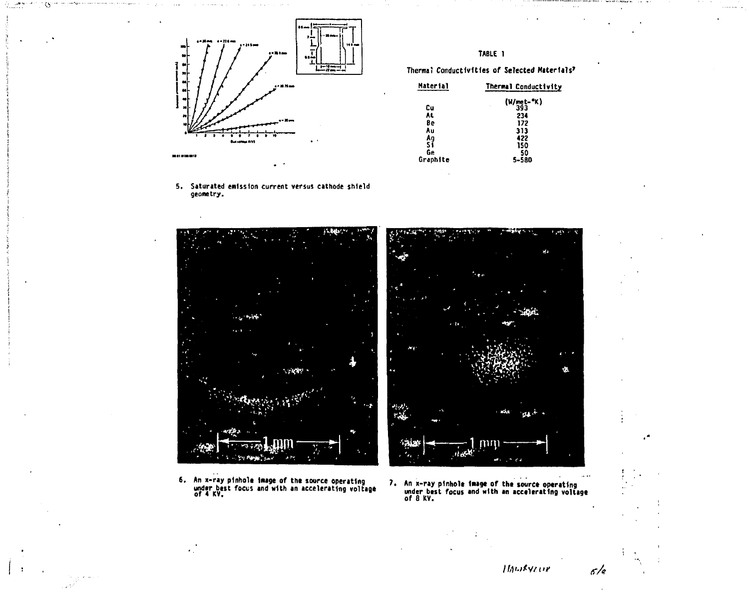5. Saturated emission current versus cathode shield geometry.

TABLE 1

Thermal Conductivities of Selected Materials[7]

| Material | Thermal Conductivity |
|---|---|
| | (W/met-°K) |
| Cu | 393 |
| Al | 234 |
| Be | 172 |
| Au | 313 |
| Ag | 422 |
| Si | 150 |
| Ge | 50 |
| Graphite | 5-580 |

6. An x-ray pinhole image of the source operating under best focus and with an accelerating voltage of 4 KV.

7. An x-ray pinhole image of the source operating under best focus and with an accelerating voltage of 8 KV.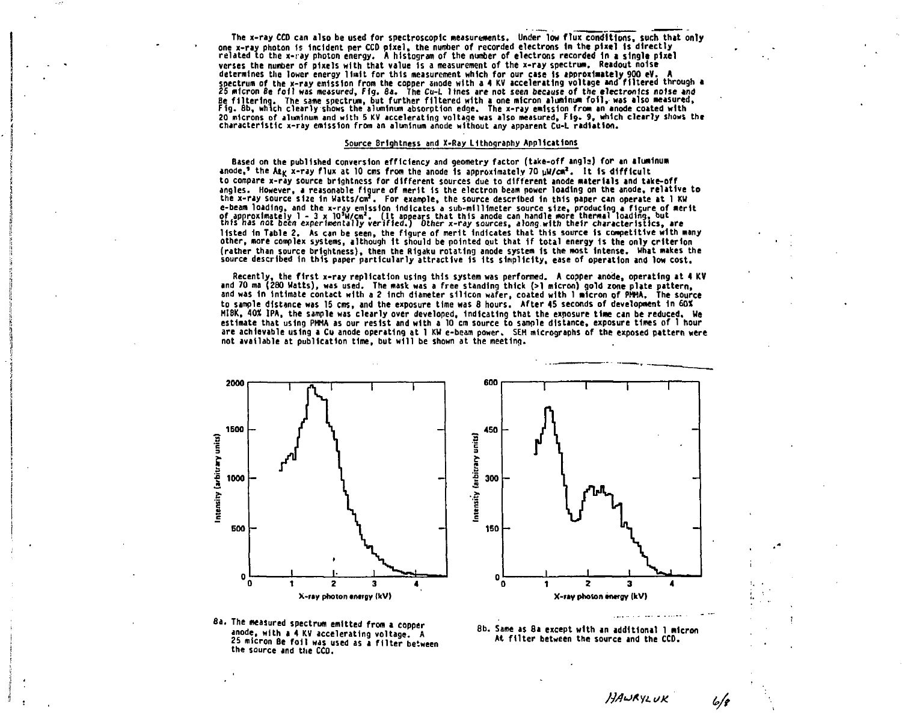The x-ray CCD can also be used for spectroscopic measurements. Under low flux conditions, such that only one x-ray photon is incident per CCD pixel, the number of recorded electrons in the pixel is directly related to the x-ray photon energy. A histogram of the number of electrons recorded in a single pixel verses the number of pixels with that value is a measurement of the x-ray spectrum. Readout noise determines the lower energy limit for this measurement which for our case is approximately 900 eV. A spectrum of the x-ray emission from the copper anode with a 4 KV accelerating voltage and filtered through a 25 micron Be foil was measured, Fig. 8a. The Cu-L lines are not seen because of the electronics noise and Be filtering. The same spectrum, but further filtered with a one micron aluminum foil, was also measured, Fig. 8b, which clearly shows the aluminum absorption edge. The x-ray emission from an anode coated with 20 microns of aluminum and with 5 KV accelerating voltage was also measured, Fig. 9, which clearly shows the characteristic x-ray emission from an aluminum anode without any apparent Cu-L radiation.

## Source Brightness and X-Ray Lithography Applications

Based on the published conversion efficiency and geometry factor (take-off angle) for an aluminum anode,[9] the $Al_K$ x-ray flux at 10 cms from the anode is approximately 70 $\mu$W/cm$^2$. It is difficult to compare x-ray source brightness for different sources due to different anode materials and take-off angles. However, a reasonable figure of merit is the electron beam power loading on the anode, relative to the x-ray source size in Watts/cm$^2$. For example, the source described in this paper can operate at 1 KW e-beam loading, and the x-ray emission indicates a sub-millimeter source size, producing a figure of merit of approximately 1 - 3 x $10^5$W/cm$^2$. (It appears that this anode can handle more thermal loading, but this has not been experimentally verified.) Other x-ray sources, along with their characteristics, are listed in Table 2. As can be seen, the figure of merit indicates that this source is competitive with many other, more complex systems, although it should be pointed out that if total energy is the only criterion (rather than source brightness), then the Rigaku rotating anode system is the most intense. What makes the source described in this paper particularly attractive is its simplicity, ease of operation and low cost.

Recently, the first x-ray replication using this system was performed. A copper anode, operating at 4 KV and 70 ma (280 Watts), was used. The mask was a free standing thick (>1 micron) gold zone plate pattern, and was in intimate contact with a 2 inch diameter silicon wafer, coated with 1 micron of PMMA. The source to sample distance was 15 cms, and the exposure time was 8 hours. After 45 seconds of development in 60% MIBK, 40% IPA, the sample was clearly over developed, indicating that the exposure time can be reduced. We estimate that using PMMA as our resist and with a 10 cm source to sample distance, exposure times of 1 hour are achievable using a Cu anode operating at 1 KW e-beam power. SEM micrographs of the exposed pattern were not available at publication time, but will be shown at the meeting.

8a. The measured spectrum emitted from a copper anode, with a 4 KV accelerating voltage. A 25 micron Be foil was used as a filter between the source and the CCD.

8b. Same as 8a except with an additional 1 micron Al filter between the source and the CCD.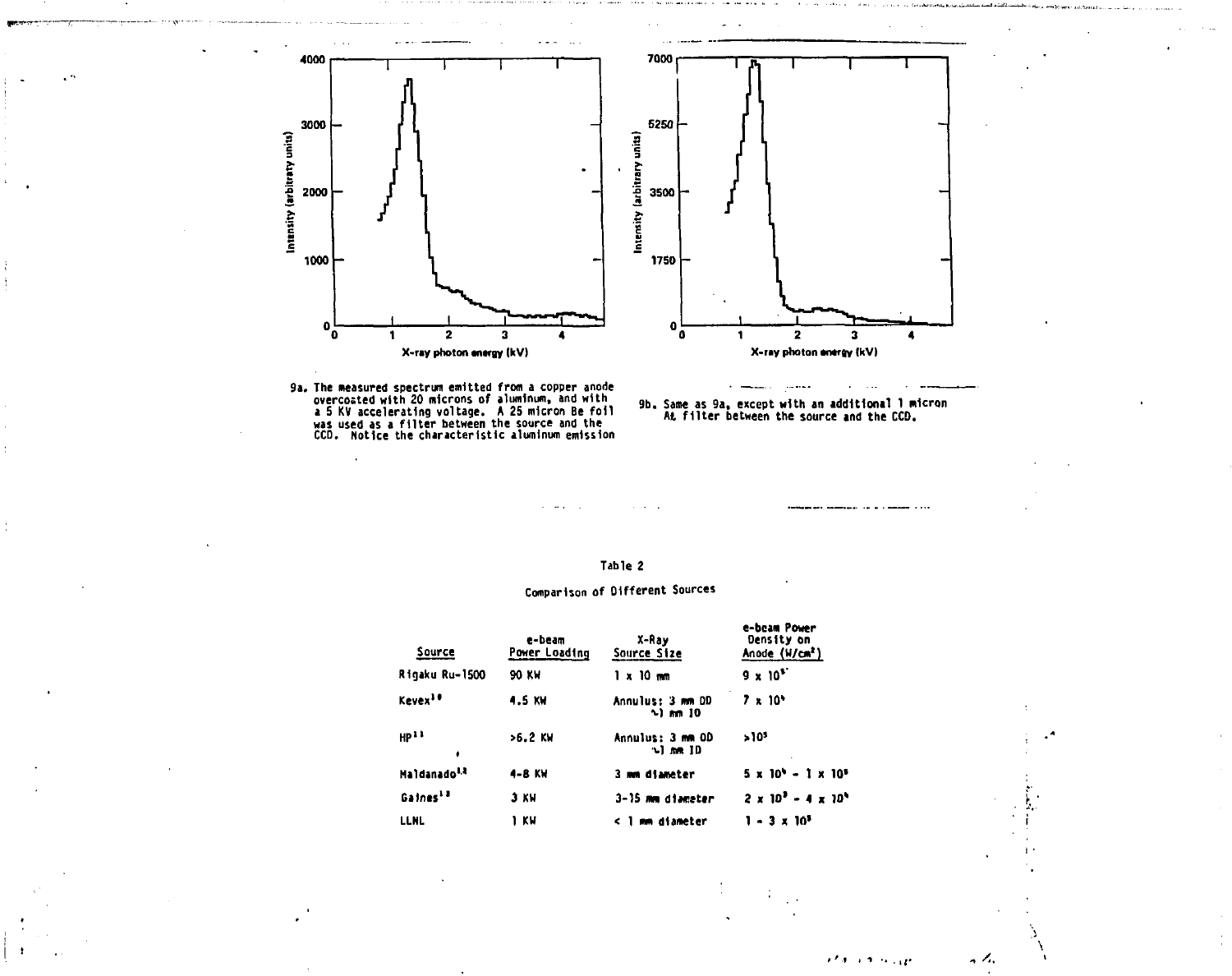9a. The measured spectrum emitted from a copper anode overcoated with 20 microns of aluminum, and with a 5 KV accelerating voltage. A 25 micron Be foil was used as a filter between the source and the CCD. Notice the characteristic aluminum emission

9b. Same as 9a, except with an additional 1 micron Al filter between the source and the CCD.

Table 2

Comparison of Different Sources

| Source | e-beam Power Loading | X-Ray Source Size | e-beam Power Density on Anode ($W/cm^2$) |
|---|---|---|---|
| Rigaku Ru-1500 | 90 KW | 1 x 10 mm | $9 \times 10^5$ |
| Kevex[10] | 4.5 KW | Annulus: 3 mm OD ~1 mm ID | $7 \times 10^4$ |
| HP[11] | >6.2 KW | Annulus: 3 mm OD ~1 mm ID | $>10^5$ |
| Maldanado[12] | 4-8 KW | 3 mm diameter | $5 \times 10^4$ - $1 \times 10^5$ |
| Gaines[13] | 3 KW | 3-15 mm diameter | $2 \times 10^3$ - $4 \times 10^4$ |
| LLNL | 1 KW | < 1 mm diameter | $1 - 3 \times 10^5$ |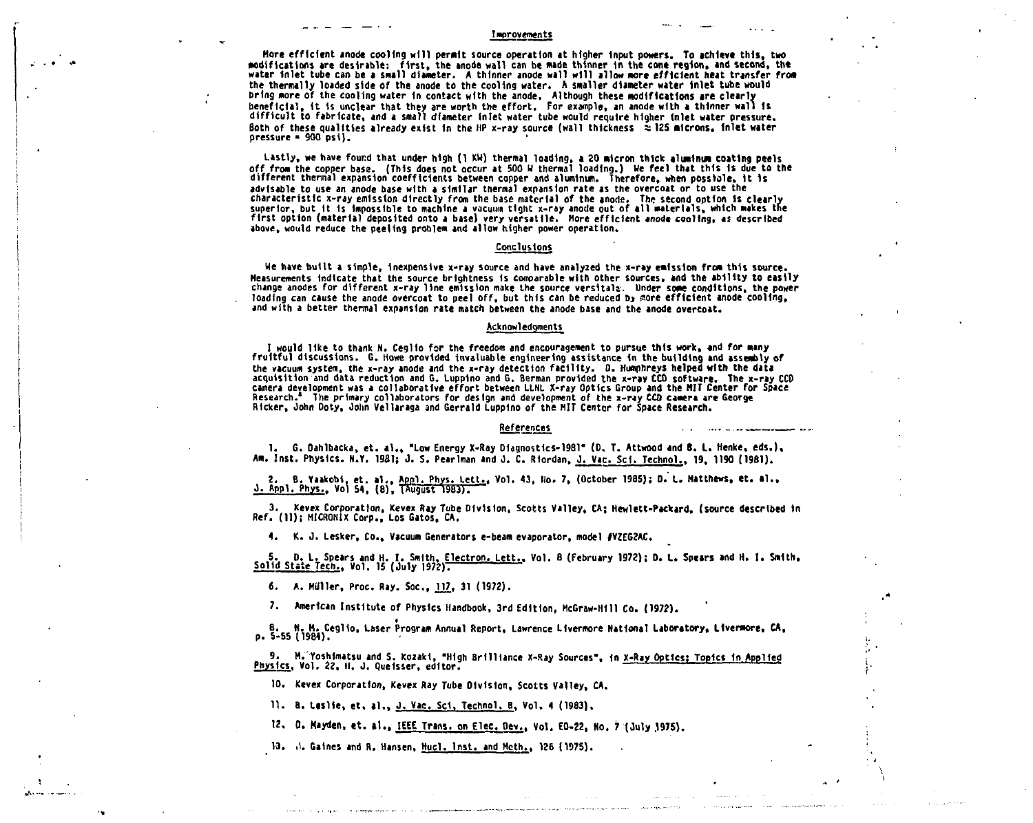## Improvements

More efficient anode cooling will permit source operation at higher input powers. To achieve this, two modifications are desirable: first, the anode wall can be made thinner in the cone region, and second, the water inlet tube can be a small diameter. A thinner anode wall will allow more efficient heat transfer from the thermally loaded side of the anode to the cooling water. A smaller diameter water inlet tube would bring more of the cooling water in contact with the anode. Although these modifications are clearly beneficial, it is unclear that they are worth the effort. For example, an anode with a thinner wall is difficult to fabricate, and a small diameter inlet water tube would require higher inlet water pressure. Both of these qualities already exist in the HP x-ray source (wall thickness $\approx$ 125 microns, inlet water pressure = 900 psi).

Lastly, we have found that under high (1 KW) thermal loading, a 20 micron thick aluminum coating peels off from the copper base. (This does not occur at 500 W thermal loading.) We feel that this is due to the different thermal expansion coefficients between copper and aluminum. Therefore, when possible, it is advisable to use an anode base with a similar thermal expansion rate as the overcoat or to use the characteristic x-ray emission directly from the base material of the anode. The second option is clearly superior, but it is impossible to machine a vacuum tight x-ray anode out of all materials, which makes the first option (material deposited onto a base) very versatile. More efficient anode cooling, as described above, would reduce the peeling problem and allow higher power operation.

## Conclusions

We have built a simple, inexpensive x-ray source and have analyzed the x-ray emission from this source. Measurements indicate that the source brightness is comparable with other sources, and the ability to easily change anodes for different x-ray line emission make the source versitale. Under some conditions, the power loading can cause the anode overcoat to peel off, but this can be reduced by more efficient anode cooling, and with a better thermal expansion rate match between the anode base and the anode overcoat.

## Acknowledgments

I would like to thank N. Ceglio for the freedom and encouragement to pursue this work, and for many fruitful discussions. G. Howe provided invaluable engineering assistance in the building and assembly of the vacuum system, the x-ray anode and the x-ray detection facility. D. Humphreys helped with the data acquisition and data reduction and G. Luppino and G. Berman provided the x-ray CCD software. The x-ray CCD camera development was a collaborative effort between LLNL X-ray Optics Group and the MIT Center for Space Research.[8] The primary collaborators for design and development of the x-ray CCD camera are George Ricker, John Doty, John Vellaraga and Gerrald Luppino of the MIT Center for Space Research.

## References

1. G. Dahlbacka, et. al., "Low Energy X-Ray Diagnostics-1981" (D. T. Attwood and B. L. Henke, eds.), Am. Inst. Physics. N.Y. 1981; J. S. Pearlman and J. C. Riordan, J. Vac. Sci. Technol., 19, 1190 (1981).

2. B. Yaakobi, et. al., Appl. Phys. Lett., Vol. 43, No. 7, (October 1985); D. L. Matthews, et. al., J. Appl. Phys., Vol 54, (8), (August 1983).

3. Kevex Corporation, Kevex Ray Tube Division, Scotts Valley, CA; Hewlett-Packard, (source described in Ref. (11); MICRONIX Corp., Los Gatos, CA.

4. K. J. Lesker, Co., Vacuum Generators e-beam evaporator, model #VZEG2AC.

5. D. L. Spears and H. I. Smith, Electron. Lett., Vol. 8 (February 1972); D. L. Spears and H. I. Smith, Solid State Tech., Vol. 15 (July 1972).

6. A. Müller, Proc. Ray. Soc., 117, 31 (1972).

7. American Institute of Physics Handbook, 3rd Edition, McGraw-Hill Co. (1972).

8. N. M. Ceglio, Laser Program Annual Report, Lawrence Livermore National Laboratory, Livermore, CA, p. 5-55 (1984).

9. M. Yoshimatsu and S. Kozaki, "High Brilliance X-Ray Sources", in X-Ray Optics; Topics in Applied Physics, Vol. 22, H. J. Queisser, editor.

10. Kevex Corporation, Kevex Ray Tube Division, Scotts Valley, CA.

11. B. Leslie, et. al., J. Vac. Sci. Technol. B, Vol. 4 (1983).

12. D. Mayden, et. al., IEEE Trans. on Elec. Dev., Vol. ED-22, No. 7 (July 1975).

13. J. Gaines and R. Hansen, Nucl. Inst. and Meth., 126 (1975).